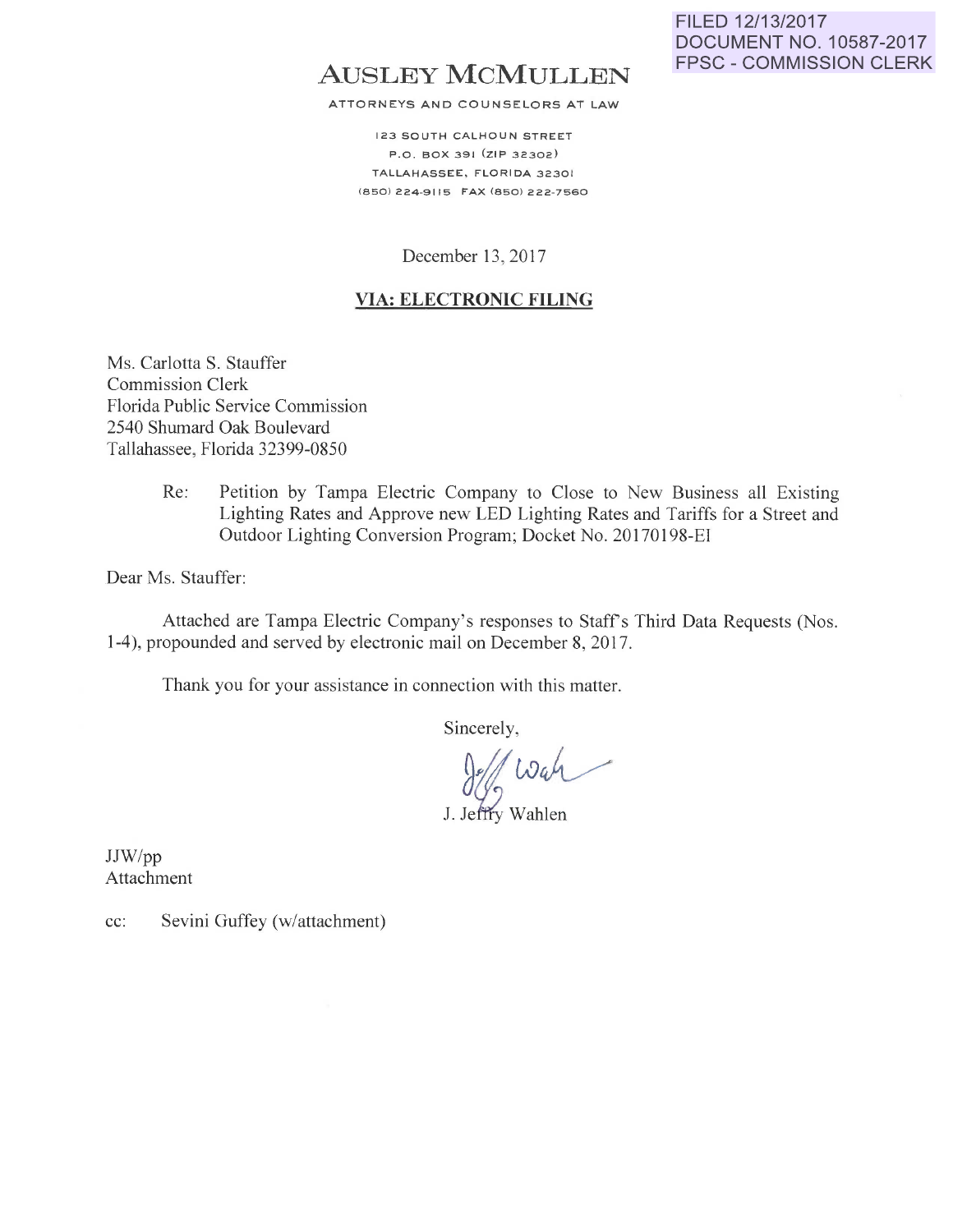FILED 12/13/2017
DOCUMENT NO. 10587-2017
FPSC - COMMISSION CLERK

# AUSLEY MCMULLEN

ATTORNEYS AND COUNSELORS AT LAW

123 SOUTH CALHOUN STREET
P.O. BOX 391 (ZIP 32302)
TALLAHASSEE, FLORIDA 32301
(850) 224-9115 FAX (850) 222-7560

December 13, 2017

**VIA: ELECTRONIC FILING**

Ms. Carlotta S. Stauffer
Commission Clerk
Florida Public Service Commission
2540 Shumard Oak Boulevard
Tallahassee, Florida 32399-0850

Re: Petition by Tampa Electric Company to Close to New Business all Existing Lighting Rates and Approve new LED Lighting Rates and Tariffs for a Street and Outdoor Lighting Conversion Program; Docket No. 20170198-EI

Dear Ms. Stauffer:

Attached are Tampa Electric Company's responses to Staff's Third Data Requests (Nos. 1-4), propounded and served by electronic mail on December 8, 2017.

Thank you for your assistance in connection with this matter.

Sincerely,

J. Jeffry Wahlen

JJW/pp
Attachment

cc: Sevini Guffey (w/attachment)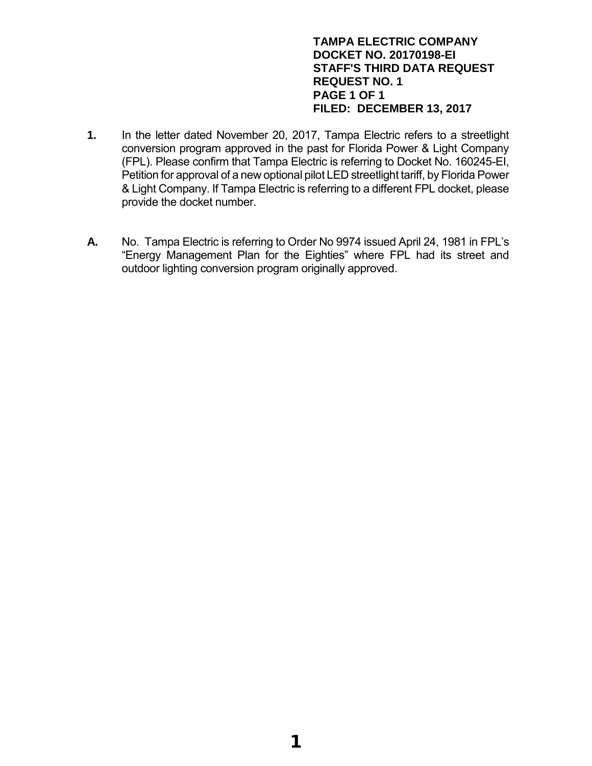**TAMPA ELECTRIC COMPANY**
**DOCKET NO. 20170198-EI**
**STAFF'S THIRD DATA REQUEST**
**REQUEST NO. 1**
**PAGE 1 OF 1**
**FILED: DECEMBER 13, 2017**

**1.** In the letter dated November 20, 2017, Tampa Electric refers to a streetlight conversion program approved in the past for Florida Power & Light Company (FPL). Please confirm that Tampa Electric is referring to Docket No. 160245-EI, Petition for approval of a new optional pilot LED streetlight tariff, by Florida Power & Light Company. If Tampa Electric is referring to a different FPL docket, please provide the docket number.

**A.** No. Tampa Electric is referring to Order No 9974 issued April 24, 1981 in FPL's "Energy Management Plan for the Eighties" where FPL had its street and outdoor lighting conversion program originally approved.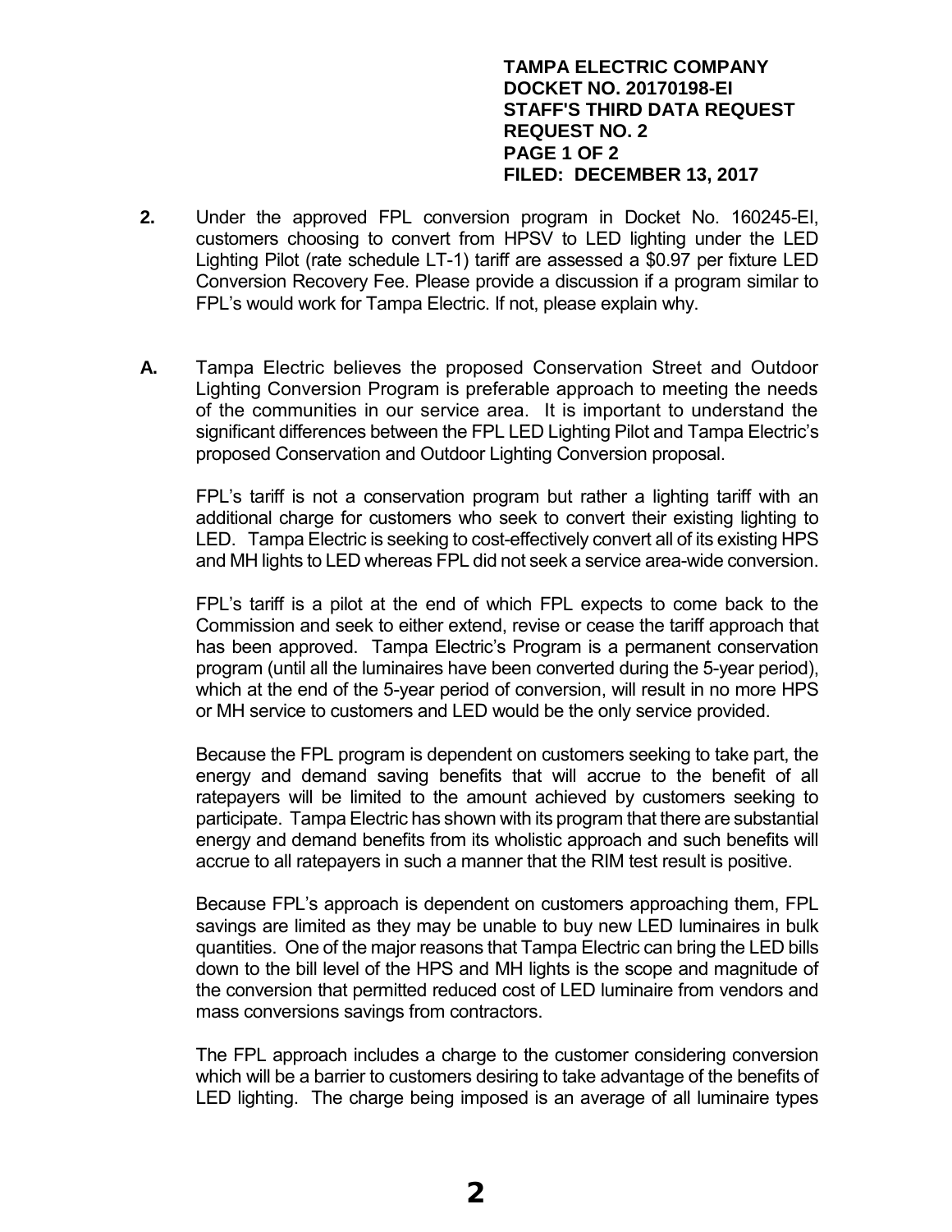**TAMPA ELECTRIC COMPANY**
**DOCKET NO. 20170198-EI**
**STAFF'S THIRD DATA REQUEST**
**REQUEST NO. 2**
**PAGE 1 OF 2**
**FILED: DECEMBER 13, 2017**

**2.** Under the approved FPL conversion program in Docket No. 160245-EI, customers choosing to convert from HPSV to LED lighting under the LED Lighting Pilot (rate schedule LT-1) tariff are assessed a $0.97 per fixture LED Conversion Recovery Fee. Please provide a discussion if a program similar to FPL's would work for Tampa Electric. If not, please explain why.

**A.** Tampa Electric believes the proposed Conservation Street and Outdoor Lighting Conversion Program is preferable approach to meeting the needs of the communities in our service area. It is important to understand the significant differences between the FPL LED Lighting Pilot and Tampa Electric's proposed Conservation and Outdoor Lighting Conversion proposal.

FPL's tariff is not a conservation program but rather a lighting tariff with an additional charge for customers who seek to convert their existing lighting to LED. Tampa Electric is seeking to cost-effectively convert all of its existing HPS and MH lights to LED whereas FPL did not seek a service area-wide conversion.

FPL's tariff is a pilot at the end of which FPL expects to come back to the Commission and seek to either extend, revise or cease the tariff approach that has been approved. Tampa Electric's Program is a permanent conservation program (until all the luminaires have been converted during the 5-year period), which at the end of the 5-year period of conversion, will result in no more HPS or MH service to customers and LED would be the only service provided.

Because the FPL program is dependent on customers seeking to take part, the energy and demand saving benefits that will accrue to the benefit of all ratepayers will be limited to the amount achieved by customers seeking to participate. Tampa Electric has shown with its program that there are substantial energy and demand benefits from its wholistic approach and such benefits will accrue to all ratepayers in such a manner that the RIM test result is positive.

Because FPL's approach is dependent on customers approaching them, FPL savings are limited as they may be unable to buy new LED luminaires in bulk quantities. One of the major reasons that Tampa Electric can bring the LED bills down to the bill level of the HPS and MH lights is the scope and magnitude of the conversion that permitted reduced cost of LED luminaire from vendors and mass conversions savings from contractors.

The FPL approach includes a charge to the customer considering conversion which will be a barrier to customers desiring to take advantage of the benefits of LED lighting. The charge being imposed is an average of all luminaire types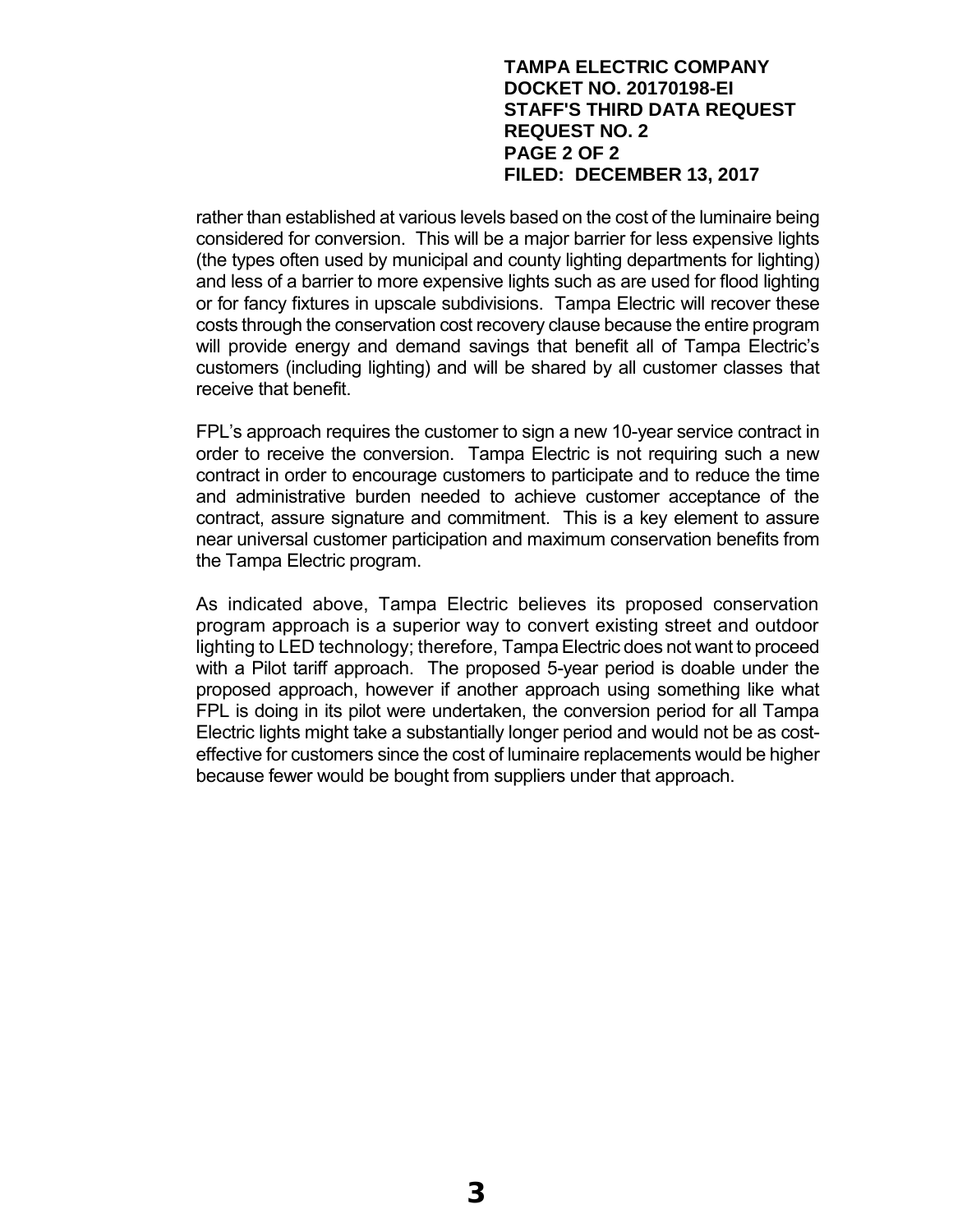rather than established at various levels based on the cost of the luminaire being considered for conversion. This will be a major barrier for less expensive lights (the types often used by municipal and county lighting departments for lighting) and less of a barrier to more expensive lights such as are used for flood lighting or for fancy fixtures in upscale subdivisions. Tampa Electric will recover these costs through the conservation cost recovery clause because the entire program will provide energy and demand savings that benefit all of Tampa Electric's customers (including lighting) and will be shared by all customer classes that receive that benefit.

FPL's approach requires the customer to sign a new 10-year service contract in order to receive the conversion. Tampa Electric is not requiring such a new contract in order to encourage customers to participate and to reduce the time and administrative burden needed to achieve customer acceptance of the contract, assure signature and commitment. This is a key element to assure near universal customer participation and maximum conservation benefits from the Tampa Electric program.

As indicated above, Tampa Electric believes its proposed conservation program approach is a superior way to convert existing street and outdoor lighting to LED technology; therefore, Tampa Electric does not want to proceed with a Pilot tariff approach. The proposed 5-year period is doable under the proposed approach, however if another approach using something like what FPL is doing in its pilot were undertaken, the conversion period for all Tampa Electric lights might take a substantially longer period and would not be as cost-effective for customers since the cost of luminaire replacements would be higher because fewer would be bought from suppliers under that approach.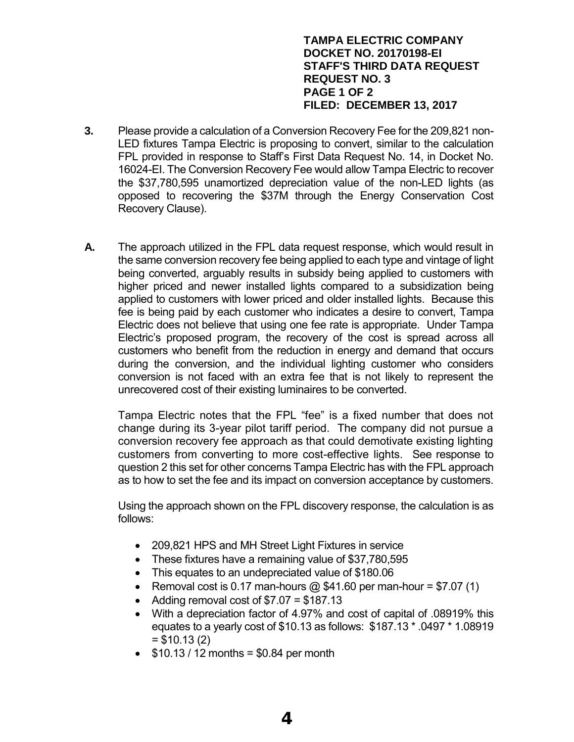**TAMPA ELECTRIC COMPANY**
**DOCKET NO. 20170198-EI**
**STAFF'S THIRD DATA REQUEST**
**REQUEST NO. 3**
**PAGE 1 OF 2**
**FILED: DECEMBER 13, 2017**

**3.** Please provide a calculation of a Conversion Recovery Fee for the 209,821 non-LED fixtures Tampa Electric is proposing to convert, similar to the calculation FPL provided in response to Staff's First Data Request No. 14, in Docket No. 16024-EI. The Conversion Recovery Fee would allow Tampa Electric to recover the $37,780,595 unamortized depreciation value of the non-LED lights (as opposed to recovering the $37M through the Energy Conservation Cost Recovery Clause).

**A.** The approach utilized in the FPL data request response, which would result in the same conversion recovery fee being applied to each type and vintage of light being converted, arguably results in subsidy being applied to customers with higher priced and newer installed lights compared to a subsidization being applied to customers with lower priced and older installed lights. Because this fee is being paid by each customer who indicates a desire to convert, Tampa Electric does not believe that using one fee rate is appropriate. Under Tampa Electric's proposed program, the recovery of the cost is spread across all customers who benefit from the reduction in energy and demand that occurs during the conversion, and the individual lighting customer who considers conversion is not faced with an extra fee that is not likely to represent the unrecovered cost of their existing luminaires to be converted.

Tampa Electric notes that the FPL "fee" is a fixed number that does not change during its 3-year pilot tariff period. The company did not pursue a conversion recovery fee approach as that could demotivate existing lighting customers from converting to more cost-effective lights. See response to question 2 this set for other concerns Tampa Electric has with the FPL approach as to how to set the fee and its impact on conversion acceptance by customers.

Using the approach shown on the FPL discovery response, the calculation is as follows:

- 209,821 HPS and MH Street Light Fixtures in service
- These fixtures have a remaining value of $37,780,595
- This equates to an undepreciated value of $180.06
- Removal cost is 0.17 man-hours @ $41.60 per man-hour = $7.07 (1)
- Adding removal cost of $7.07 = $187.13
- With a depreciation factor of 4.97% and cost of capital of .08919% this equates to a yearly cost of $10.13 as follows: $187.13 * .0497 * 1.08919 = $10.13 (2)
- $10.13 / 12 months = $0.84 per month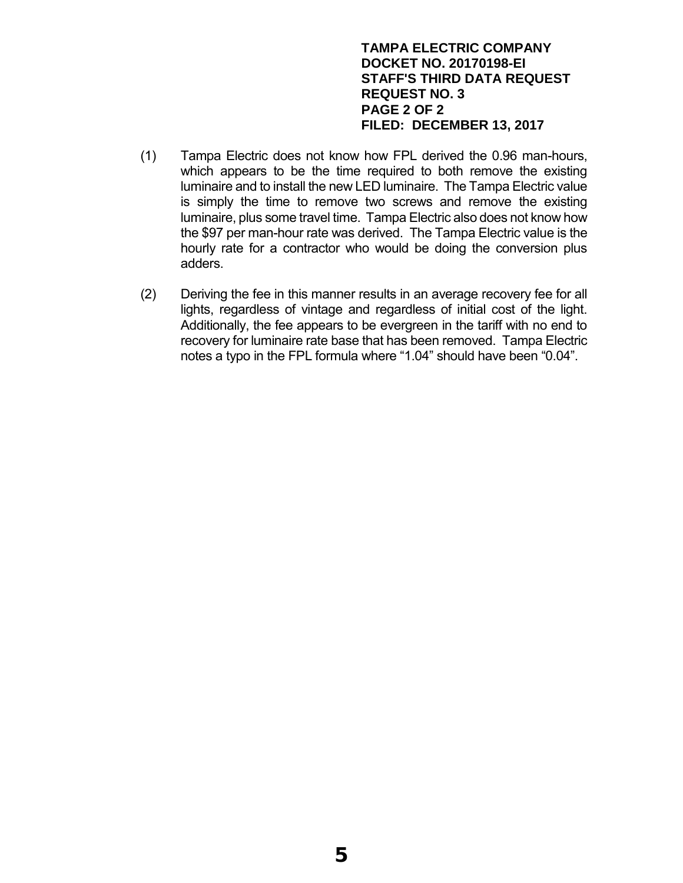(1) Tampa Electric does not know how FPL derived the 0.96 man-hours, which appears to be the time required to both remove the existing luminaire and to install the new LED luminaire. The Tampa Electric value is simply the time to remove two screws and remove the existing luminaire, plus some travel time. Tampa Electric also does not know how the $97 per man-hour rate was derived. The Tampa Electric value is the hourly rate for a contractor who would be doing the conversion plus adders.

(2) Deriving the fee in this manner results in an average recovery fee for all lights, regardless of vintage and regardless of initial cost of the light. Additionally, the fee appears to be evergreen in the tariff with no end to recovery for luminaire rate base that has been removed. Tampa Electric notes a typo in the FPL formula where "1.04" should have been "0.04".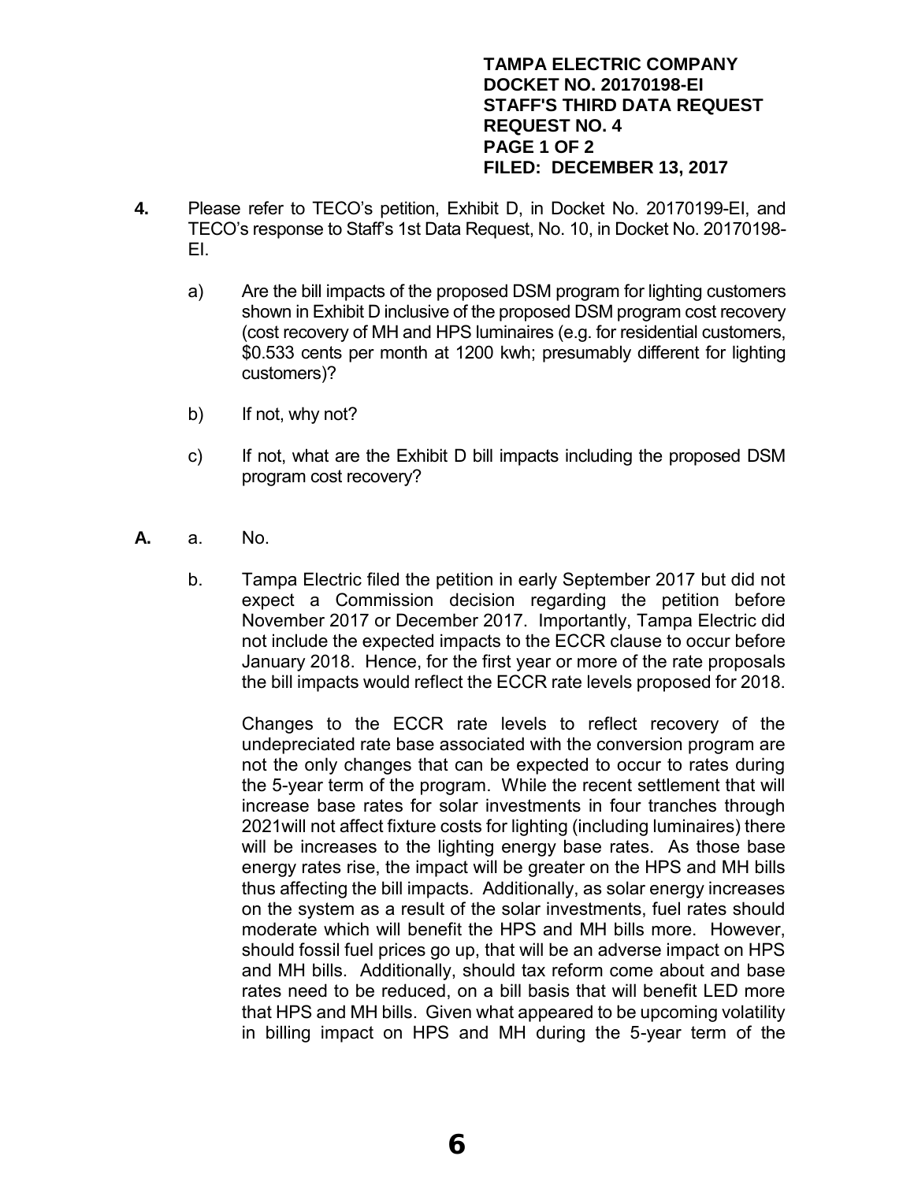**TAMPA ELECTRIC COMPANY**
**DOCKET NO. 20170198-EI**
**STAFF'S THIRD DATA REQUEST**
**REQUEST NO. 4**
**PAGE 1 OF 2**
**FILED: DECEMBER 13, 2017**

**4.** Please refer to TECO's petition, Exhibit D, in Docket No. 20170199-EI, and TECO's response to Staff's 1st Data Request, No. 10, in Docket No. 20170198-EI.

a) Are the bill impacts of the proposed DSM program for lighting customers shown in Exhibit D inclusive of the proposed DSM program cost recovery (cost recovery of MH and HPS luminaires (e.g. for residential customers, $0.533 cents per month at 1200 kwh; presumably different for lighting customers)?

b) If not, why not?

c) If not, what are the Exhibit D bill impacts including the proposed DSM program cost recovery?

**A.** a. No.

b. Tampa Electric filed the petition in early September 2017 but did not expect a Commission decision regarding the petition before November 2017 or December 2017. Importantly, Tampa Electric did not include the expected impacts to the ECCR clause to occur before January 2018. Hence, for the first year or more of the rate proposals the bill impacts would reflect the ECCR rate levels proposed for 2018.

Changes to the ECCR rate levels to reflect recovery of the undepreciated rate base associated with the conversion program are not the only changes that can be expected to occur to rates during the 5-year term of the program. While the recent settlement that will increase base rates for solar investments in four tranches through 2021will not affect fixture costs for lighting (including luminaires) there will be increases to the lighting energy base rates. As those base energy rates rise, the impact will be greater on the HPS and MH bills thus affecting the bill impacts. Additionally, as solar energy increases on the system as a result of the solar investments, fuel rates should moderate which will benefit the HPS and MH bills more. However, should fossil fuel prices go up, that will be an adverse impact on HPS and MH bills. Additionally, should tax reform come about and base rates need to be reduced, on a bill basis that will benefit LED more that HPS and MH bills. Given what appeared to be upcoming volatility in billing impact on HPS and MH during the 5-year term of the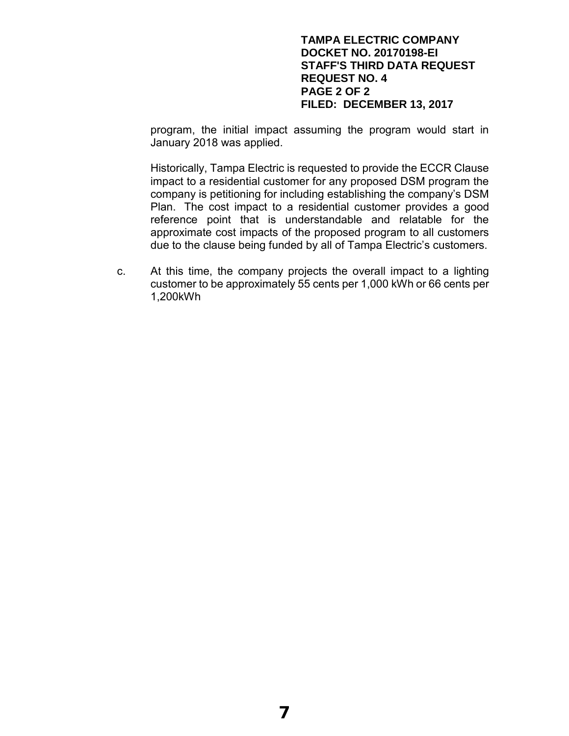program, the initial impact assuming the program would start in January 2018 was applied.

Historically, Tampa Electric is requested to provide the ECCR Clause impact to a residential customer for any proposed DSM program the company is petitioning for including establishing the company's DSM Plan. The cost impact to a residential customer provides a good reference point that is understandable and relatable for the approximate cost impacts of the proposed program to all customers due to the clause being funded by all of Tampa Electric's customers.

c. At this time, the company projects the overall impact to a lighting customer to be approximately 55 cents per 1,000 kWh or 66 cents per 1,200kWh